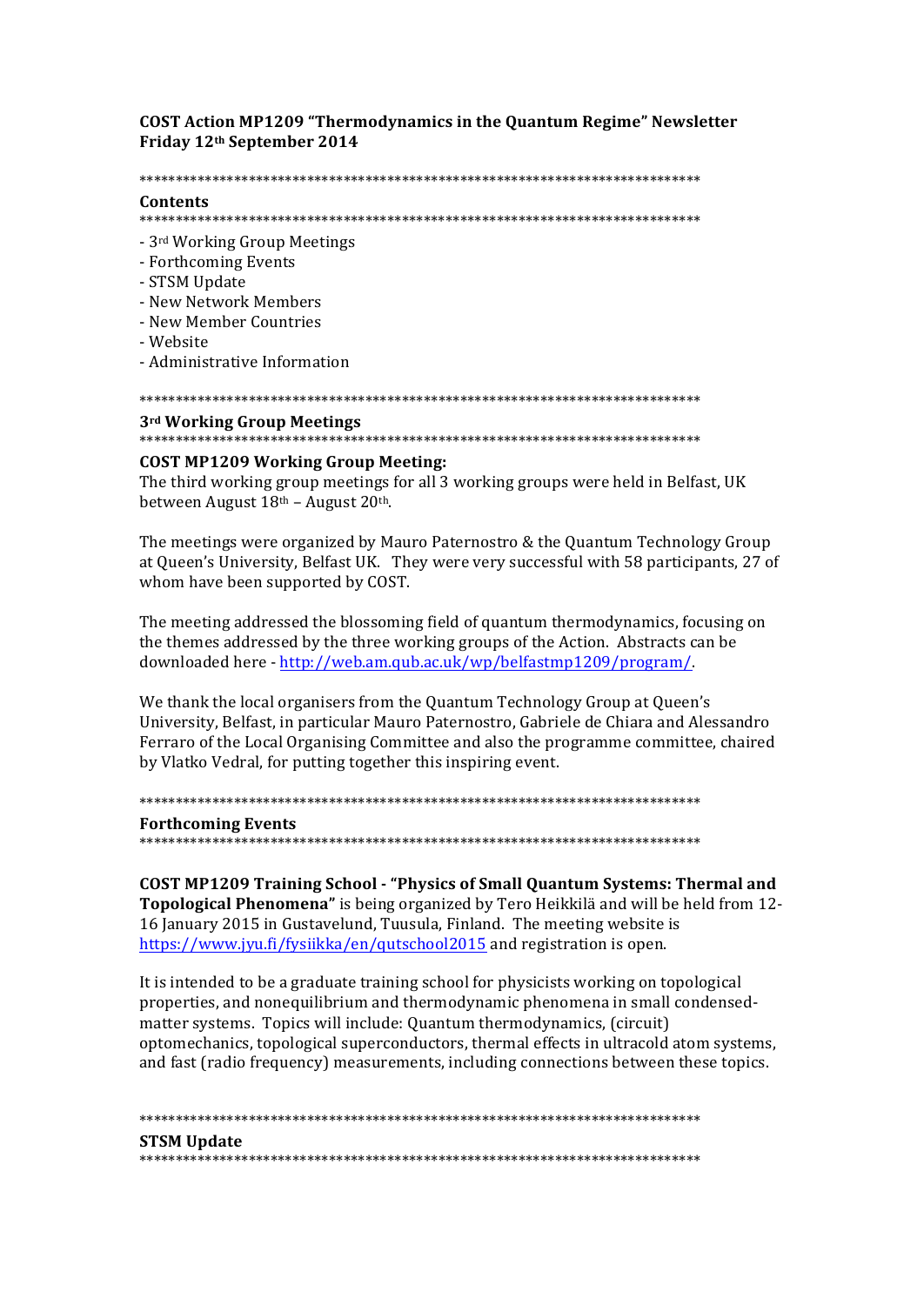# COST Action MP1209 "Thermodynamics in the Quantum Regime" Newsletter Friday 12th September 2014

******************************************************************************

## Contents

******************************************************************************

- 3rd Working Group Meetings
- Forthcoming Events
- STSM Update
- New Network Members
- New Member Countries
- Website
- Administrative Information

******************************************************************************

## 3rd Working Group Meetings

******************************************************************************

**COST MP1209 Working Group Meeting:**

The third working group meetings for all 3 working groups were held in Belfast, UK between August 18th – August 20th.

The meetings were organized by Mauro Paternostro & the Quantum Technology Group at Queen's University, Belfast UK. They were very successful with 58 participants, 27 of whom have been supported by COST.

The meeting addressed the blossoming field of quantum thermodynamics, focusing on the themes addressed by the three working groups of the Action. Abstracts can be downloaded here - http://web.am.qub.ac.uk/wp/belfastmp1209/program/.

We thank the local organisers from the Quantum Technology Group at Queen's University, Belfast, in particular Mauro Paternostro, Gabriele de Chiara and Alessandro Ferraro of the Local Organising Committee and also the programme committee, chaired by Vlatko Vedral, for putting together this inspiring event.

******************************************************************************

## Forthcoming Events

******************************************************************************

**COST MP1209 Training School - "Physics of Small Quantum Systems: Thermal and Topological Phenomena"** is being organized by Tero Heikkilä and will be held from 12-16 January 2015 in Gustavelund, Tuusula, Finland. The meeting website is https://www.jyu.fi/fysiikka/en/qutschool2015 and registration is open.

It is intended to be a graduate training school for physicists working on topological properties, and nonequilibrium and thermodynamic phenomena in small condensed-matter systems. Topics will include: Quantum thermodynamics, (circuit) optomechanics, topological superconductors, thermal effects in ultracold atom systems, and fast (radio frequency) measurements, including connections between these topics.

******************************************************************************

## STSM Update

******************************************************************************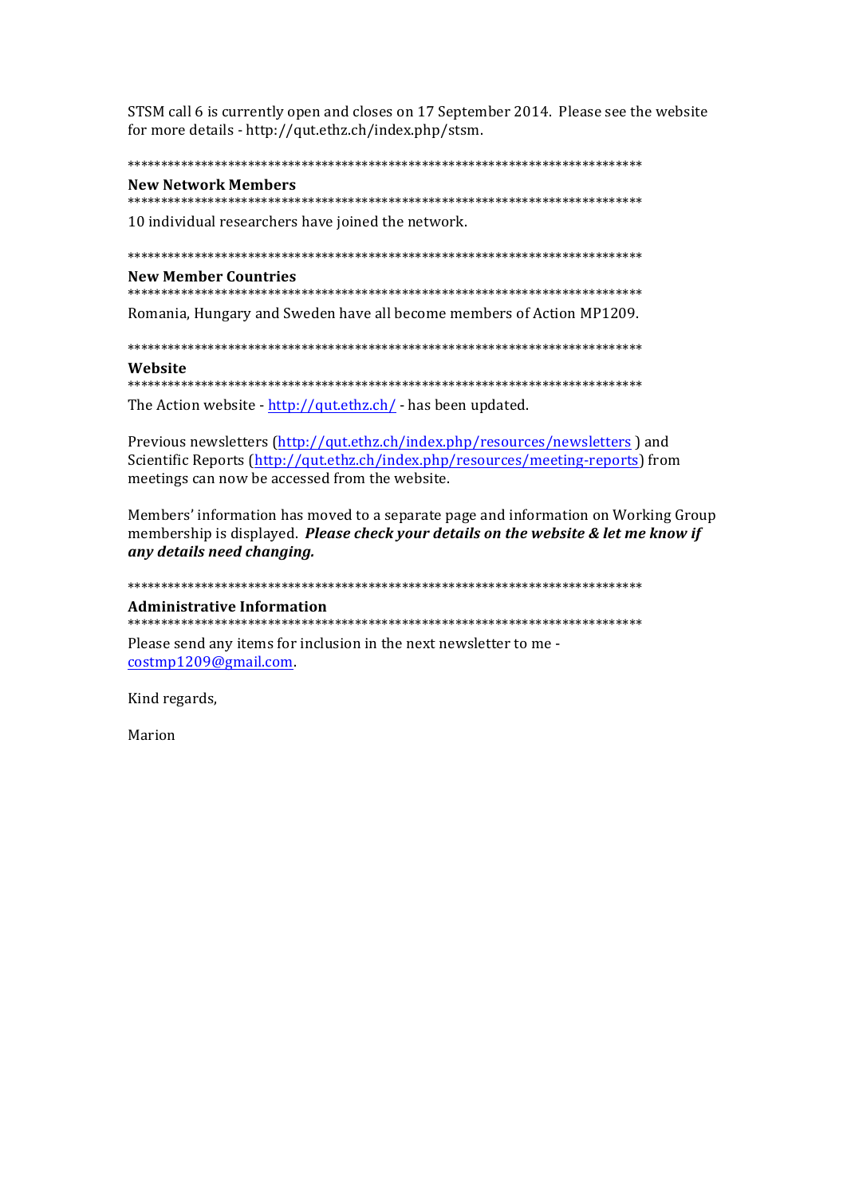STSM call 6 is currently open and closes on 17 September 2014. Please see the website for more details - http://qut.ethz.ch/index.php/stsm.

******************************************************************************

**New Network Members**

******************************************************************************

10 individual researchers have joined the network.

******************************************************************************

**New Member Countries**

******************************************************************************

Romania, Hungary and Sweden have all become members of Action MP1209.

******************************************************************************

**Website**

******************************************************************************

The Action website - http://qut.ethz.ch/ - has been updated.

Previous newsletters (http://qut.ethz.ch/index.php/resources/newsletters ) and Scientific Reports (http://qut.ethz.ch/index.php/resources/meeting-reports) from meetings can now be accessed from the website.

Members' information has moved to a separate page and information on Working Group membership is displayed. ***Please check your details on the website & let me know if any details need changing.***

******************************************************************************

**Administrative Information**

******************************************************************************

Please send any items for inclusion in the next newsletter to me - costmp1209@gmail.com.

Kind regards,

Marion